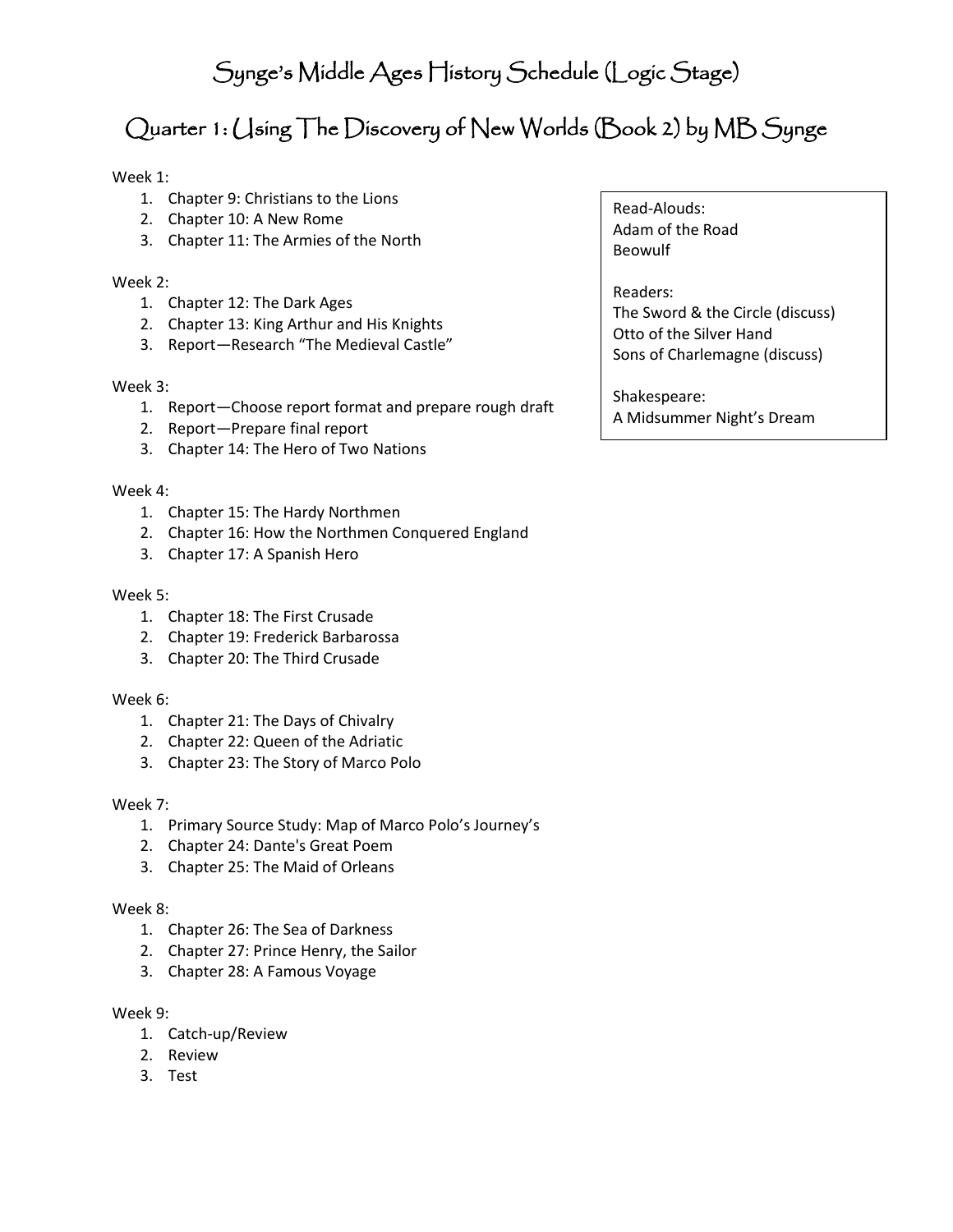# Synge's Middle Ages History Schedule (Logic Stage)

## Quarter 1: Using The Discovery of New Worlds (Book 2) by MB Synge

Week 1:
1. Chapter 9: Christians to the Lions
2. Chapter 10: A New Rome
3. Chapter 11: The Armies of the North

Week 2:
1. Chapter 12: The Dark Ages
2. Chapter 13: King Arthur and His Knights
3. Report—Research "The Medieval Castle"

Week 3:
1. Report—Choose report format and prepare rough draft
2. Report—Prepare final report
3. Chapter 14: The Hero of Two Nations

Week 4:
1. Chapter 15: The Hardy Northmen
2. Chapter 16: How the Northmen Conquered England
3. Chapter 17: A Spanish Hero

Week 5:
1. Chapter 18: The First Crusade
2. Chapter 19: Frederick Barbarossa
3. Chapter 20: The Third Crusade

Week 6:
1. Chapter 21: The Days of Chivalry
2. Chapter 22: Queen of the Adriatic
3. Chapter 23: The Story of Marco Polo

Week 7:
1. Primary Source Study: Map of Marco Polo's Journey's
2. Chapter 24: Dante's Great Poem
3. Chapter 25: The Maid of Orleans

Week 8:
1. Chapter 26: The Sea of Darkness
2. Chapter 27: Prince Henry, the Sailor
3. Chapter 28: A Famous Voyage

Week 9:
1. Catch-up/Review
2. Review
3. Test

Read-Alouds:
Adam of the Road
Beowulf

Readers:
The Sword & the Circle (discuss)
Otto of the Silver Hand
Sons of Charlemagne (discuss)

Shakespeare:
A Midsummer Night's Dream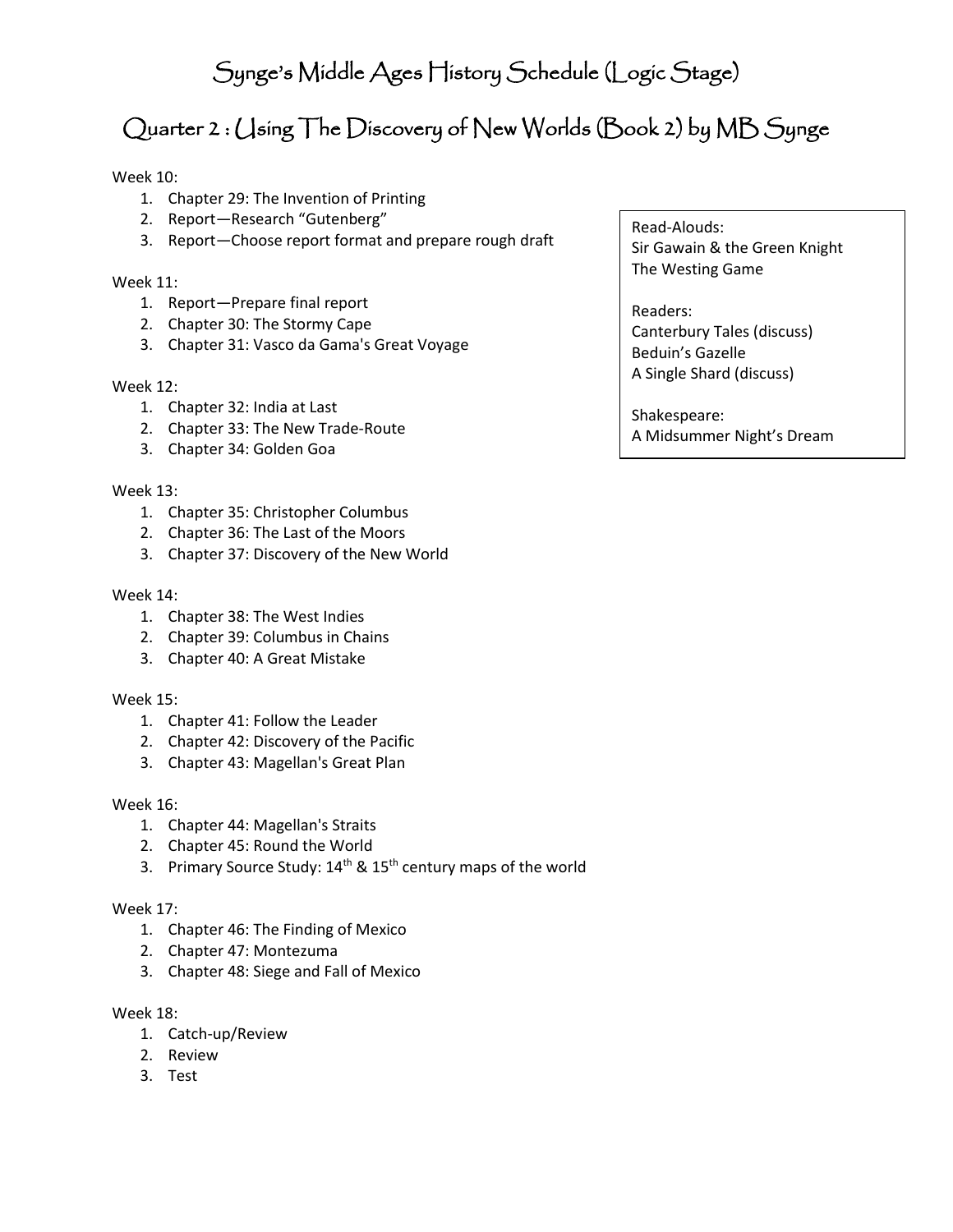# Synge's Middle Ages History Schedule (Logic Stage)

## Quarter 2 : Using The Discovery of New Worlds (Book 2) by MB Synge

Week 10:

1. Chapter 29: The Invention of Printing
2. Report—Research "Gutenberg"
3. Report—Choose report format and prepare rough draft

Week 11:

1. Report—Prepare final report
2. Chapter 30: The Stormy Cape
3. Chapter 31: Vasco da Gama's Great Voyage

Week 12:

1. Chapter 32: India at Last
2. Chapter 33: The New Trade-Route
3. Chapter 34: Golden Goa

Week 13:

1. Chapter 35: Christopher Columbus
2. Chapter 36: The Last of the Moors
3. Chapter 37: Discovery of the New World

Week 14:

1. Chapter 38: The West Indies
2. Chapter 39: Columbus in Chains
3. Chapter 40: A Great Mistake

Week 15:

1. Chapter 41: Follow the Leader
2. Chapter 42: Discovery of the Pacific
3. Chapter 43: Magellan's Great Plan

Week 16:

1. Chapter 44: Magellan's Straits
2. Chapter 45: Round the World
3. Primary Source Study: 14th & 15th century maps of the world

Week 17:

1. Chapter 46: The Finding of Mexico
2. Chapter 47: Montezuma
3. Chapter 48: Siege and Fall of Mexico

Week 18:

1. Catch-up/Review
2. Review
3. Test

Read-Alouds:
Sir Gawain & the Green Knight
The Westing Game

Readers:
Canterbury Tales (discuss)
Beduin's Gazelle
A Single Shard (discuss)

Shakespeare:
A Midsummer Night's Dream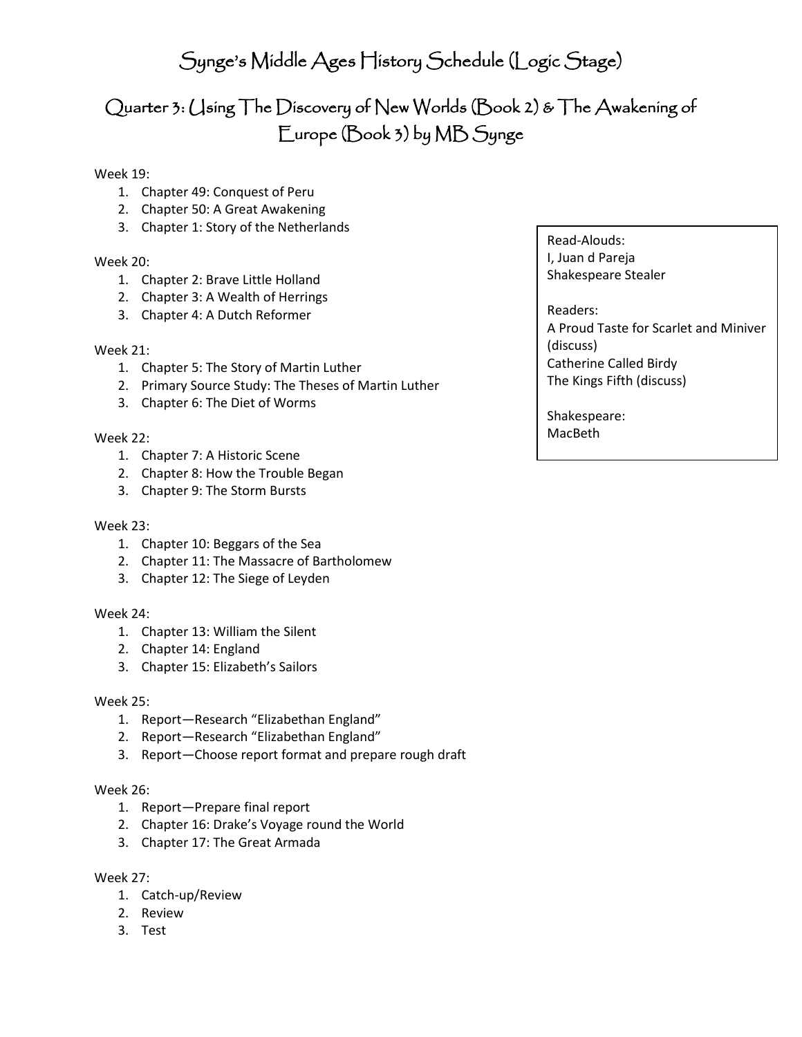# Synge's Middle Ages History Schedule (Logic Stage)

## Quarter 3: Using The Discovery of New Worlds (Book 2) & The Awakening of Europe (Book 3) by MB Synge

Week 19:
1. Chapter 49: Conquest of Peru
2. Chapter 50: A Great Awakening
3. Chapter 1: Story of the Netherlands

Week 20:
1. Chapter 2: Brave Little Holland
2. Chapter 3: A Wealth of Herrings
3. Chapter 4: A Dutch Reformer

Week 21:
1. Chapter 5: The Story of Martin Luther
2. Primary Source Study: The Theses of Martin Luther
3. Chapter 6: The Diet of Worms

Week 22:
1. Chapter 7: A Historic Scene
2. Chapter 8: How the Trouble Began
3. Chapter 9: The Storm Bursts

Week 23:
1. Chapter 10: Beggars of the Sea
2. Chapter 11: The Massacre of Bartholomew
3. Chapter 12: The Siege of Leyden

Week 24:
1. Chapter 13: William the Silent
2. Chapter 14: England
3. Chapter 15: Elizabeth's Sailors

Week 25:
1. Report—Research "Elizabethan England"
2. Report—Research "Elizabethan England"
3. Report—Choose report format and prepare rough draft

Week 26:
1. Report—Prepare final report
2. Chapter 16: Drake's Voyage round the World
3. Chapter 17: The Great Armada

Week 27:
1. Catch-up/Review
2. Review
3. Test

Read-Alouds:
I, Juan d Pareja
Shakespeare Stealer

Readers:
A Proud Taste for Scarlet and Miniver (discuss)
Catherine Called Birdy
The Kings Fifth (discuss)

Shakespeare:
MacBeth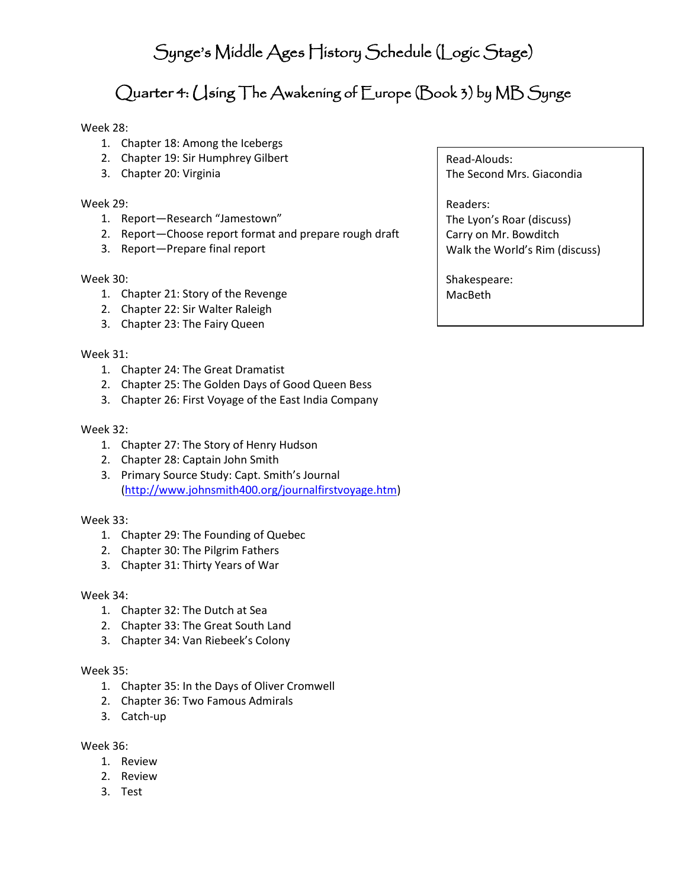# Synge's Middle Ages History Schedule (Logic Stage)

## Quarter 4: Using The Awakening of Europe (Book 3) by MB Synge

Read-Alouds:
The Second Mrs. Giacondia

Readers:
The Lyon's Roar (discuss)
Carry on Mr. Bowditch
Walk the World's Rim (discuss)

Shakespeare:
MacBeth

Week 28:

1. Chapter 18: Among the Icebergs
2. Chapter 19: Sir Humphrey Gilbert
3. Chapter 20: Virginia

Week 29:

1. Report—Research "Jamestown"
2. Report—Choose report format and prepare rough draft
3. Report—Prepare final report

Week 30:

1. Chapter 21: Story of the Revenge
2. Chapter 22: Sir Walter Raleigh
3. Chapter 23: The Fairy Queen

Week 31:

1. Chapter 24: The Great Dramatist
2. Chapter 25: The Golden Days of Good Queen Bess
3. Chapter 26: First Voyage of the East India Company

Week 32:

1. Chapter 27: The Story of Henry Hudson
2. Chapter 28: Captain John Smith
3. Primary Source Study: Capt. Smith's Journal (http://www.johnsmith400.org/journalfirstvoyage.htm)

Week 33:

1. Chapter 29: The Founding of Quebec
2. Chapter 30: The Pilgrim Fathers
3. Chapter 31: Thirty Years of War

Week 34:

1. Chapter 32: The Dutch at Sea
2. Chapter 33: The Great South Land
3. Chapter 34: Van Riebeek's Colony

Week 35:

1. Chapter 35: In the Days of Oliver Cromwell
2. Chapter 36: Two Famous Admirals
3. Catch-up

Week 36:

1. Review
2. Review
3. Test